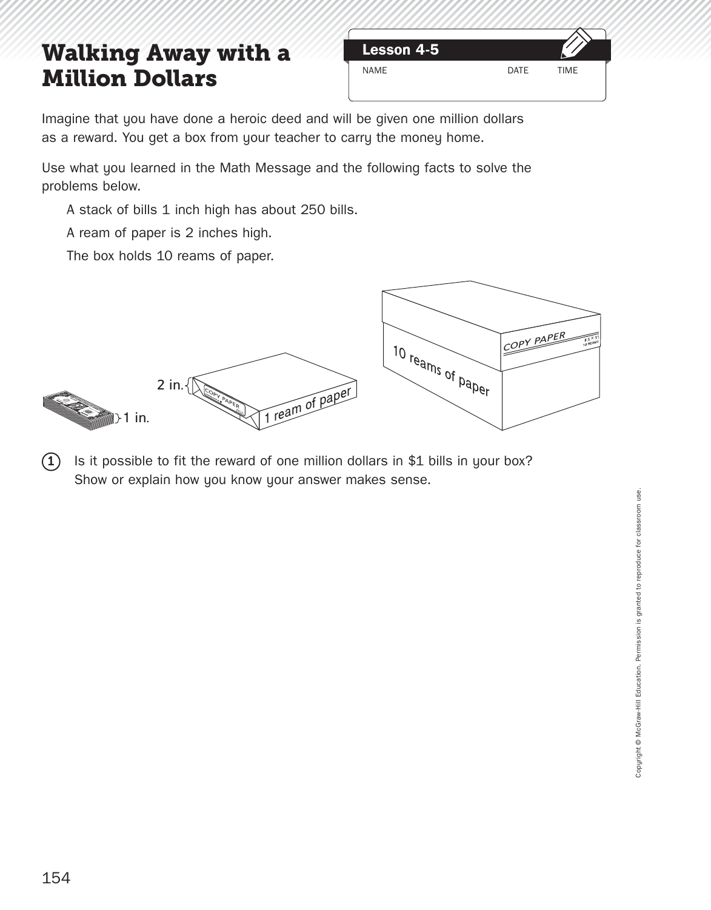# Walking Away with a Million Dollars

**Lesson 4-5**

NAME DATE TIME

Imagine that you have done a heroic deed and will be given one million dollars as a reward. You get a box from your teacher to carry the money home.

Use what you learned in the Math Message and the following facts to solve the problems below.

A stack of bills 1 inch high has about 250 bills.

A ream of paper is 2 inches high.

The box holds 10 reams of paper.

1 in.

2 in.

1 ream of paper

10 reams of paper

1. Is it possible to fit the reward of one million dollars in $1 bills in your box? Show or explain how you know your answer makes sense.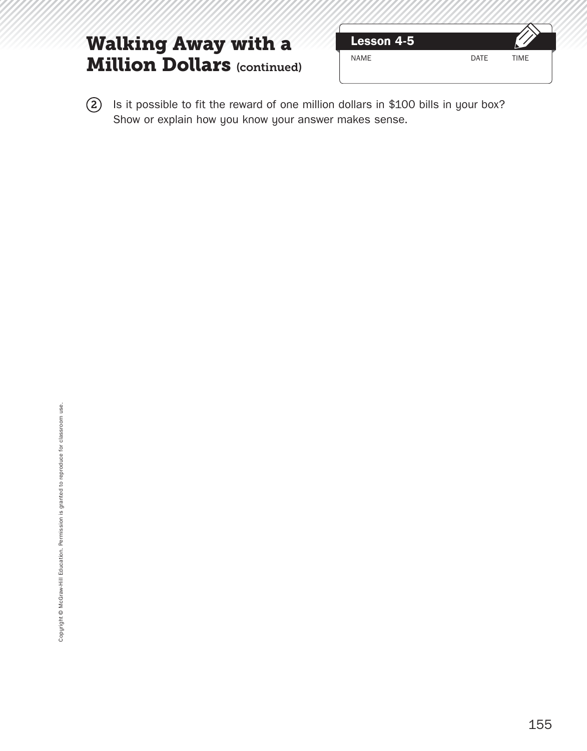# Walking Away with a Million Dollars (continued)

**Lesson 4-5**

NAME DATE TIME

2. Is it possible to fit the reward of one million dollars in $100 bills in your box? Show or explain how you know your answer makes sense.

Copyright © McGraw-Hill Education. Permission is granted to reproduce for classroom use.